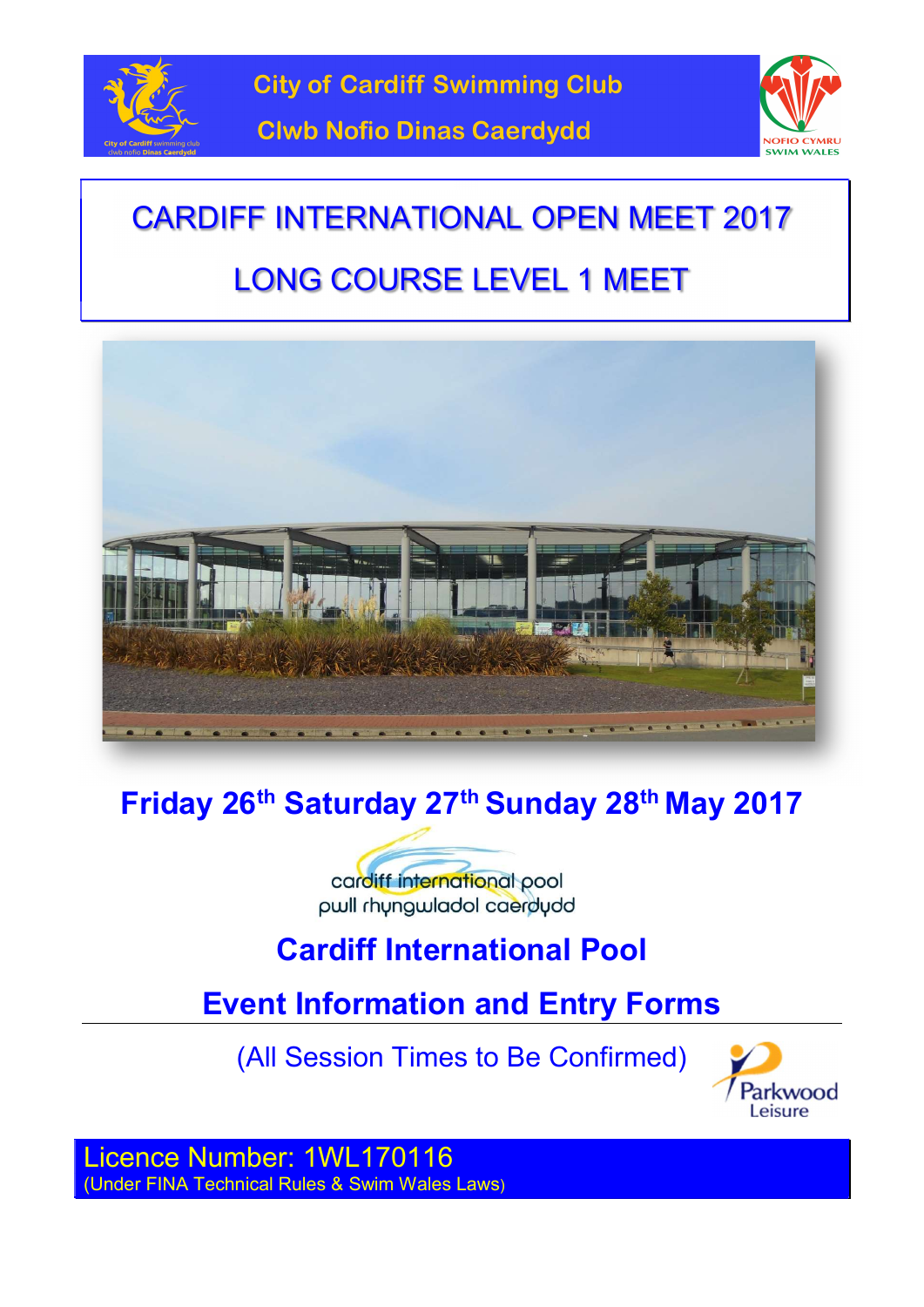City of Cardiff Swimming Club

Clwb Nofio Dinas Caerdydd

# CARDIFF INTERNATIONAL OPEN MEET 2017

# LONG COURSE LEVEL 1 MEET

## Friday 26th Saturday 27th Sunday 28th May 2017

cardiff international pool
pwll rhyngwladol caerdydd

## Cardiff International Pool

## Event Information and Entry Forms

(All Session Times to Be Confirmed)

Licence Number: 1WL170116

(Under FINA Technical Rules & Swim Wales Laws)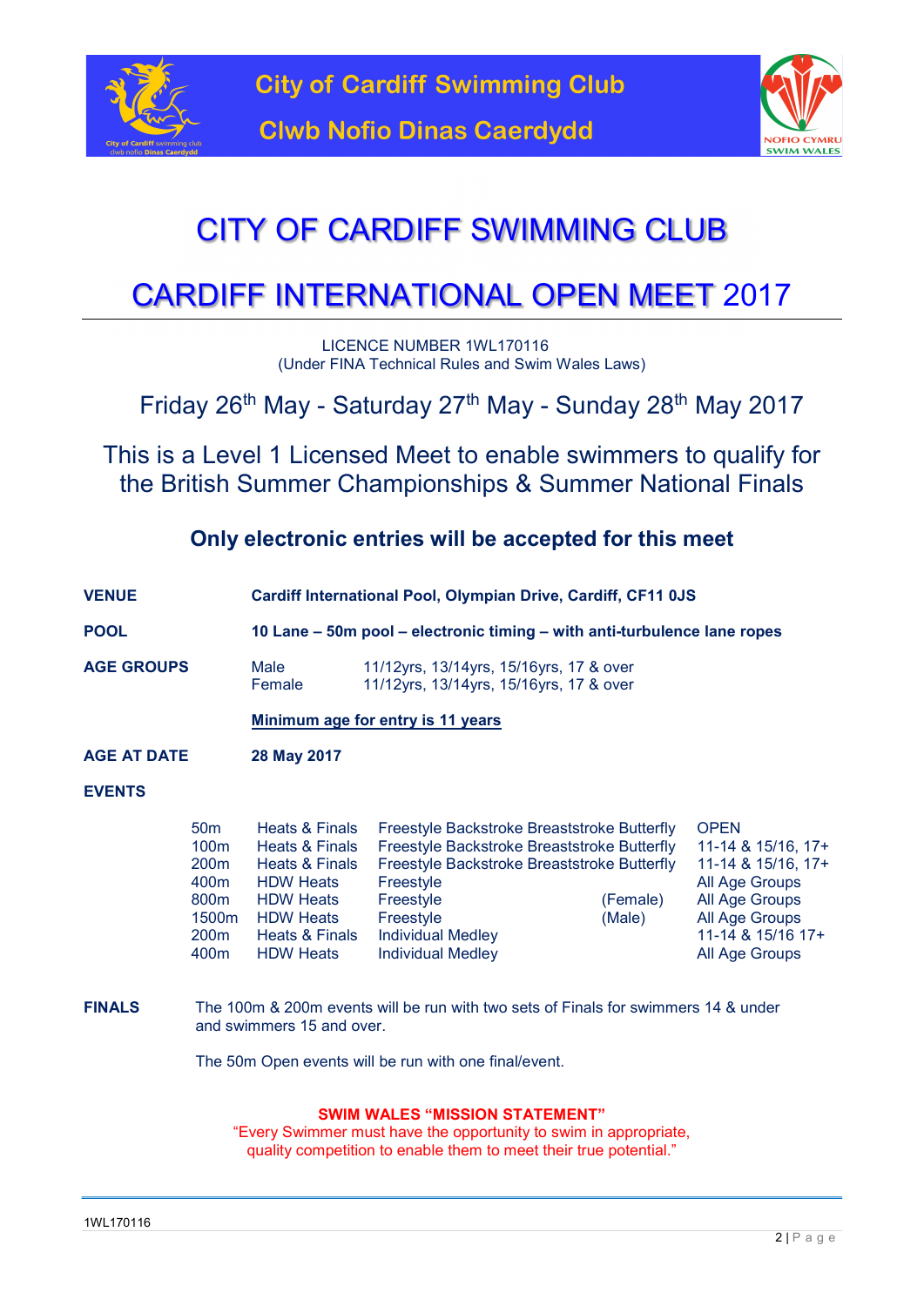City of Cardiff Swimming Club

Clwb Nofio Dinas Caerdydd

# CITY OF CARDIFF SWIMMING CLUB

# CARDIFF INTERNATIONAL OPEN MEET 2017

LICENCE NUMBER 1WL170116
(Under FINA Technical Rules and Swim Wales Laws)

## Friday 26th May - Saturday 27th May - Sunday 28th May 2017

## This is a Level 1 Licensed Meet to enable swimmers to qualify for the British Summer Championships & Summer National Finals

### Only electronic entries will be accepted for this meet

**VENUE** **Cardiff International Pool, Olympian Drive, Cardiff, CF11 0JS**

**POOL** **10 Lane – 50m pool – electronic timing – with anti-turbulence lane ropes**

**AGE GROUPS**

| | |
|---|---|
| Male | 11/12yrs, 13/14yrs, 15/16yrs, 17 & over |
| Female | 11/12yrs, 13/14yrs, 15/16yrs, 17 & over |

**Minimum age for entry is 11 years**

**AGE AT DATE** **28 May 2017**

**EVENTS**

| Distance | Format | Stroke | | Age Groups |
|---|---|---|---|---|
| 50m | Heats & Finals | Freestyle Backstroke Breaststroke Butterfly | | OPEN |
| 100m | Heats & Finals | Freestyle Backstroke Breaststroke Butterfly | | 11-14 & 15/16, 17+ |
| 200m | Heats & Finals | Freestyle Backstroke Breaststroke Butterfly | | 11-14 & 15/16, 17+ |
| 400m | HDW Heats | Freestyle | | All Age Groups |
| 800m | HDW Heats | Freestyle | (Female) | All Age Groups |
| 1500m | HDW Heats | Freestyle | (Male) | All Age Groups |
| 200m | Heats & Finals | Individual Medley | | 11-14 & 15/16 17+ |
| 400m | HDW Heats | Individual Medley | | All Age Groups |

**FINALS** The 100m & 200m events will be run with two sets of Finals for swimmers 14 & under and swimmers 15 and over.

The 50m Open events will be run with one final/event.

**SWIM WALES "MISSION STATEMENT"**
"Every Swimmer must have the opportunity to swim in appropriate, quality competition to enable them to meet their true potential."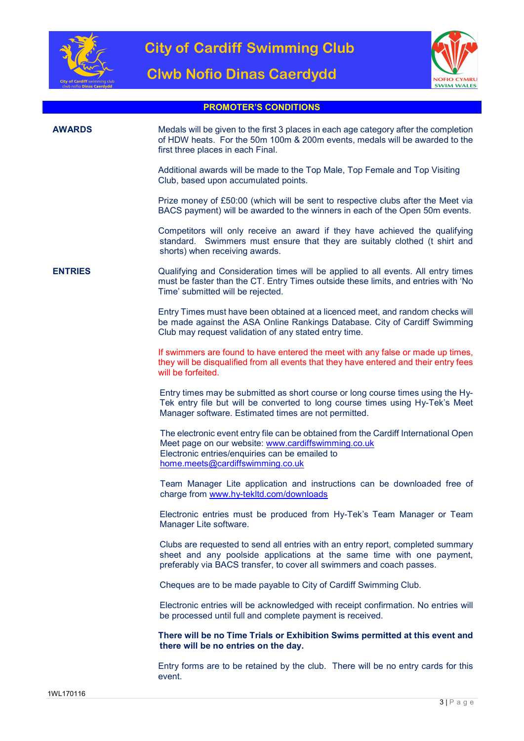# City of Cardiff Swimming Club

# Clwb Nofio Dinas Caerdydd

## PROMOTER'S CONDITIONS

**AWARDS**

Medals will be given to the first 3 places in each age category after the completion of HDW heats. For the 50m 100m & 200m events, medals will be awarded to the first three places in each Final.

Additional awards will be made to the Top Male, Top Female and Top Visiting Club, based upon accumulated points.

Prize money of £50:00 (which will be sent to respective clubs after the Meet via BACS payment) will be awarded to the winners in each of the Open 50m events.

Competitors will only receive an award if they have achieved the qualifying standard. Swimmers must ensure that they are suitably clothed (t shirt and shorts) when receiving awards.

**ENTRIES**

Qualifying and Consideration times will be applied to all events. All entry times must be faster than the CT. Entry Times outside these limits, and entries with 'No Time' submitted will be rejected.

Entry Times must have been obtained at a licenced meet, and random checks will be made against the ASA Online Rankings Database. City of Cardiff Swimming Club may request validation of any stated entry time.

If swimmers are found to have entered the meet with any false or made up times, they will be disqualified from all events that they have entered and their entry fees will be forfeited.

Entry times may be submitted as short course or long course times using the Hy-Tek entry file but will be converted to long course times using Hy-Tek's Meet Manager software. Estimated times are not permitted.

The electronic event entry file can be obtained from the Cardiff International Open Meet page on our website: www.cardiffswimming.co.uk
Electronic entries/enquiries can be emailed to
home.meets@cardiffswimming.co.uk

Team Manager Lite application and instructions can be downloaded free of charge from www.hy-tekltd.com/downloads

Electronic entries must be produced from Hy-Tek's Team Manager or Team Manager Lite software.

Clubs are requested to send all entries with an entry report, completed summary sheet and any poolside applications at the same time with one payment, preferably via BACS transfer, to cover all swimmers and coach passes.

Cheques are to be made payable to City of Cardiff Swimming Club.

Electronic entries will be acknowledged with receipt confirmation. No entries will be processed until full and complete payment is received.

**There will be no Time Trials or Exhibition Swims permitted at this event and there will be no entries on the day.**

Entry forms are to be retained by the club. There will be no entry cards for this event.

1WL170116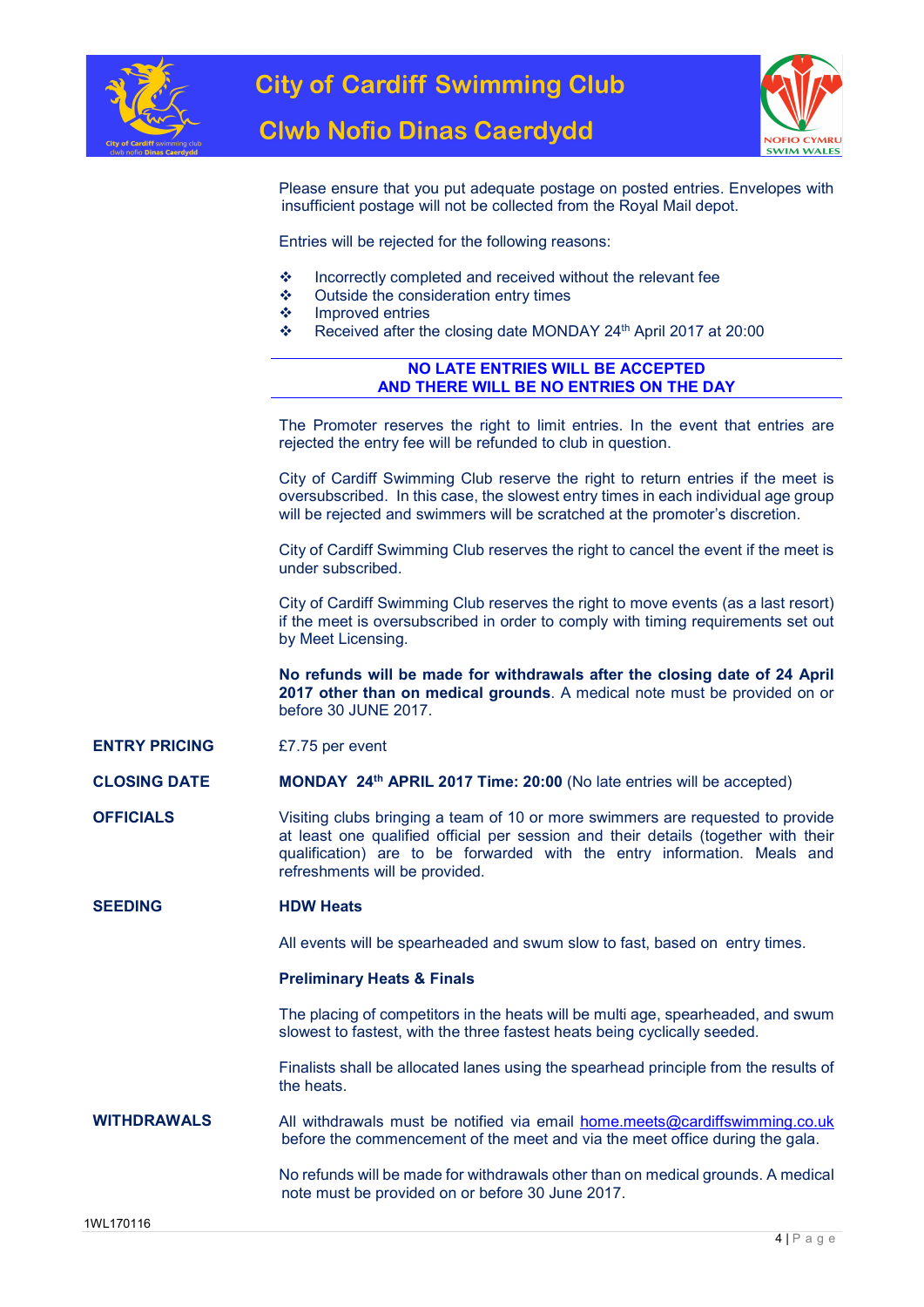Please ensure that you put adequate postage on posted entries. Envelopes with insufficient postage will not be collected from the Royal Mail depot.

Entries will be rejected for the following reasons:

- Incorrectly completed and received without the relevant fee
- Outside the consideration entry times
- Improved entries
- Received after the closing date MONDAY 24th April 2017 at 20:00

**NO LATE ENTRIES WILL BE ACCEPTED**
**AND THERE WILL BE NO ENTRIES ON THE DAY**

The Promoter reserves the right to limit entries. In the event that entries are rejected the entry fee will be refunded to club in question.

City of Cardiff Swimming Club reserve the right to return entries if the meet is oversubscribed. In this case, the slowest entry times in each individual age group will be rejected and swimmers will be scratched at the promoter's discretion.

City of Cardiff Swimming Club reserves the right to cancel the event if the meet is under subscribed.

City of Cardiff Swimming Club reserves the right to move events (as a last resort) if the meet is oversubscribed in order to comply with timing requirements set out by Meet Licensing.

**No refunds will be made for withdrawals after the closing date of 24 April 2017 other than on medical grounds**. A medical note must be provided on or before 30 JUNE 2017.

**ENTRY PRICING**

£7.75 per event

**CLOSING DATE**

**MONDAY 24th APRIL 2017 Time: 20:00** (No late entries will be accepted)

**OFFICIALS**

Visiting clubs bringing a team of 10 or more swimmers are requested to provide at least one qualified official per session and their details (together with their qualification) are to be forwarded with the entry information. Meals and refreshments will be provided.

**SEEDING**

**HDW Heats**

All events will be spearheaded and swum slow to fast, based on entry times.

**Preliminary Heats & Finals**

The placing of competitors in the heats will be multi age, spearheaded, and swum slowest to fastest, with the three fastest heats being cyclically seeded.

Finalists shall be allocated lanes using the spearhead principle from the results of the heats.

**WITHDRAWALS**

All withdrawals must be notified via email home.meets@cardiffswimming.co.uk before the commencement of the meet and via the meet office during the gala.

No refunds will be made for withdrawals other than on medical grounds. A medical note must be provided on or before 30 June 2017.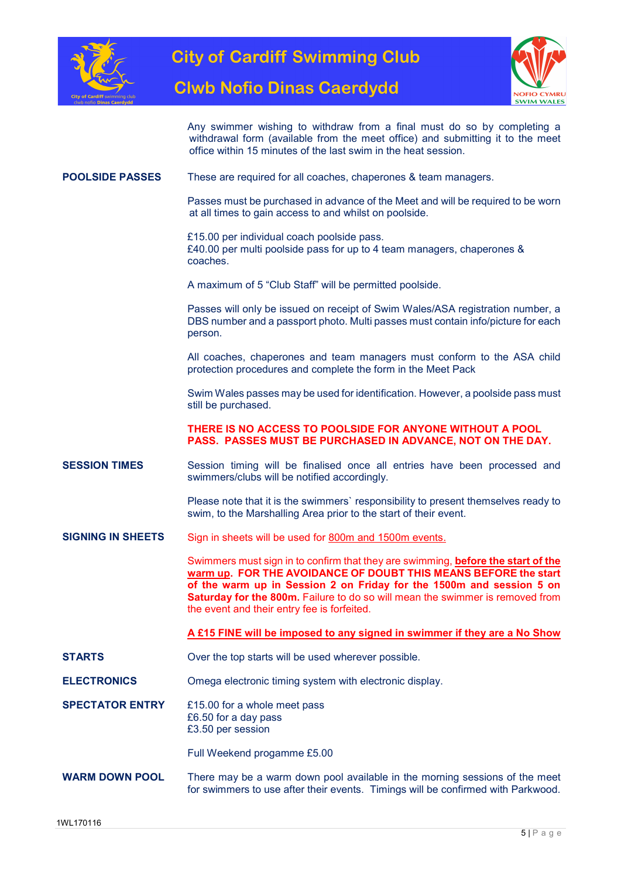Any swimmer wishing to withdraw from a final must do so by completing a withdrawal form (available from the meet office) and submitting it to the meet office within 15 minutes of the last swim in the heat session.

**POOLSIDE PASSES**

These are required for all coaches, chaperones & team managers.

Passes must be purchased in advance of the Meet and will be required to be worn at all times to gain access to and whilst on poolside.

£15.00 per individual coach poolside pass.
£40.00 per multi poolside pass for up to 4 team managers, chaperones & coaches.

A maximum of 5 "Club Staff" will be permitted poolside.

Passes will only be issued on receipt of Swim Wales/ASA registration number, a DBS number and a passport photo. Multi passes must contain info/picture for each person.

All coaches, chaperones and team managers must conform to the ASA child protection procedures and complete the form in the Meet Pack

Swim Wales passes may be used for identification. However, a poolside pass must still be purchased.

**THERE IS NO ACCESS TO POOLSIDE FOR ANYONE WITHOUT A POOL PASS. PASSES MUST BE PURCHASED IN ADVANCE, NOT ON THE DAY.**

**SESSION TIMES**

Session timing will be finalised once all entries have been processed and swimmers/clubs will be notified accordingly.

Please note that it is the swimmers` responsibility to present themselves ready to swim, to the Marshalling Area prior to the start of their event.

**SIGNING IN SHEETS**

Sign in sheets will be used for 800m and 1500m events.

Swimmers must sign in to confirm that they are swimming, **before the start of the warm up**. **FOR THE AVOIDANCE OF DOUBT THIS MEANS BEFORE the start of the warm up in Session 2 on Friday for the 1500m and session 5 on Saturday for the 800m.** Failure to do so will mean the swimmer is removed from the event and their entry fee is forfeited.

**A £15 FINE will be imposed to any signed in swimmer if they are a No Show**

**STARTS**

Over the top starts will be used wherever possible.

**ELECTRONICS**

Omega electronic timing system with electronic display.

**SPECTATOR ENTRY**

£15.00 for a whole meet pass
£6.50 for a day pass
£3.50 per session

Full Weekend progamme £5.00

**WARM DOWN POOL**

There may be a warm down pool available in the morning sessions of the meet for swimmers to use after their events. Timings will be confirmed with Parkwood.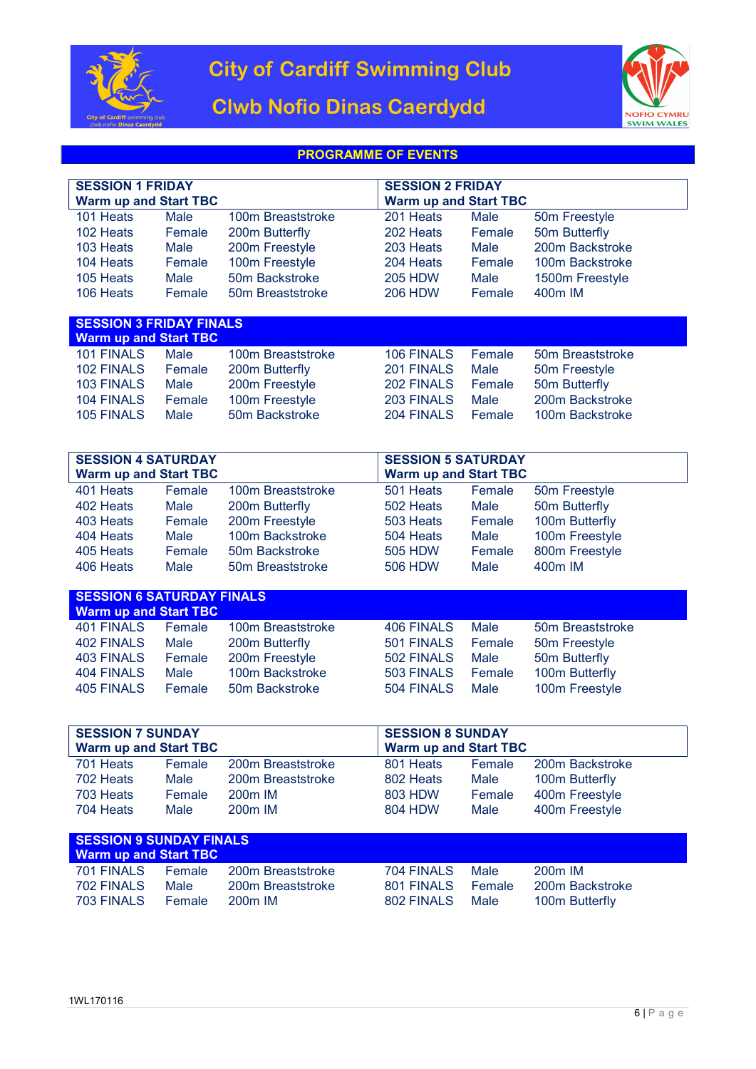# City of Cardiff Swimming Club

# Clwb Nofio Dinas Caerdydd

## PROGRAMME OF EVENTS

| SESSION 1 FRIDAY<br>Warm up and Start TBC | | | SESSION 2 FRIDAY<br>Warm up and Start TBC | | |
|---|---|---|---|---|---|
| 101 Heats | Male | 100m Breaststroke | 201 Heats | Male | 50m Freestyle |
| 102 Heats | Female | 200m Butterfly | 202 Heats | Female | 50m Butterfly |
| 103 Heats | Male | 200m Freestyle | 203 Heats | Male | 200m Backstroke |
| 104 Heats | Female | 100m Freestyle | 204 Heats | Female | 100m Backstroke |
| 105 Heats | Male | 50m Backstroke | 205 HDW | Male | 1500m Freestyle |
| 106 Heats | Female | 50m Breaststroke | 206 HDW | Female | 400m IM |

| SESSION 3 FRIDAY FINALS<br>Warm up and Start TBC | | | | | |
|---|---|---|---|---|---|
| 101 FINALS | Male | 100m Breaststroke | 106 FINALS | Female | 50m Breaststroke |
| 102 FINALS | Female | 200m Butterfly | 201 FINALS | Male | 50m Freestyle |
| 103 FINALS | Male | 200m Freestyle | 202 FINALS | Female | 50m Butterfly |
| 104 FINALS | Female | 100m Freestyle | 203 FINALS | Male | 200m Backstroke |
| 105 FINALS | Male | 50m Backstroke | 204 FINALS | Female | 100m Backstroke |

| SESSION 4 SATURDAY<br>Warm up and Start TBC | | | SESSION 5 SATURDAY<br>Warm up and Start TBC | | |
|---|---|---|---|---|---|
| 401 Heats | Female | 100m Breaststroke | 501 Heats | Female | 50m Freestyle |
| 402 Heats | Male | 200m Butterfly | 502 Heats | Male | 50m Butterfly |
| 403 Heats | Female | 200m Freestyle | 503 Heats | Female | 100m Butterfly |
| 404 Heats | Male | 100m Backstroke | 504 Heats | Male | 100m Freestyle |
| 405 Heats | Female | 50m Backstroke | 505 HDW | Female | 800m Freestyle |
| 406 Heats | Male | 50m Breaststroke | 506 HDW | Male | 400m IM |

| SESSION 6 SATURDAY FINALS<br>Warm up and Start TBC | | | | | |
|---|---|---|---|---|---|
| 401 FINALS | Female | 100m Breaststroke | 406 FINALS | Male | 50m Breaststroke |
| 402 FINALS | Male | 200m Butterfly | 501 FINALS | Female | 50m Freestyle |
| 403 FINALS | Female | 200m Freestyle | 502 FINALS | Male | 50m Butterfly |
| 404 FINALS | Male | 100m Backstroke | 503 FINALS | Female | 100m Butterfly |
| 405 FINALS | Female | 50m Backstroke | 504 FINALS | Male | 100m Freestyle |

| SESSION 7 SUNDAY<br>Warm up and Start TBC | | | SESSION 8 SUNDAY<br>Warm up and Start TBC | | |
|---|---|---|---|---|---|
| 701 Heats | Female | 200m Breaststroke | 801 Heats | Female | 200m Backstroke |
| 702 Heats | Male | 200m Breaststroke | 802 Heats | Male | 100m Butterfly |
| 703 Heats | Female | 200m IM | 803 HDW | Female | 400m Freestyle |
| 704 Heats | Male | 200m IM | 804 HDW | Male | 400m Freestyle |

| SESSION 9 SUNDAY FINALS<br>Warm up and Start TBC | | | | | |
|---|---|---|---|---|---|
| 701 FINALS | Female | 200m Breaststroke | 704 FINALS | Male | 200m IM |
| 702 FINALS | Male | 200m Breaststroke | 801 FINALS | Female | 200m Backstroke |
| 703 FINALS | Female | 200m IM | 802 FINALS | Male | 100m Butterfly |

1WL170116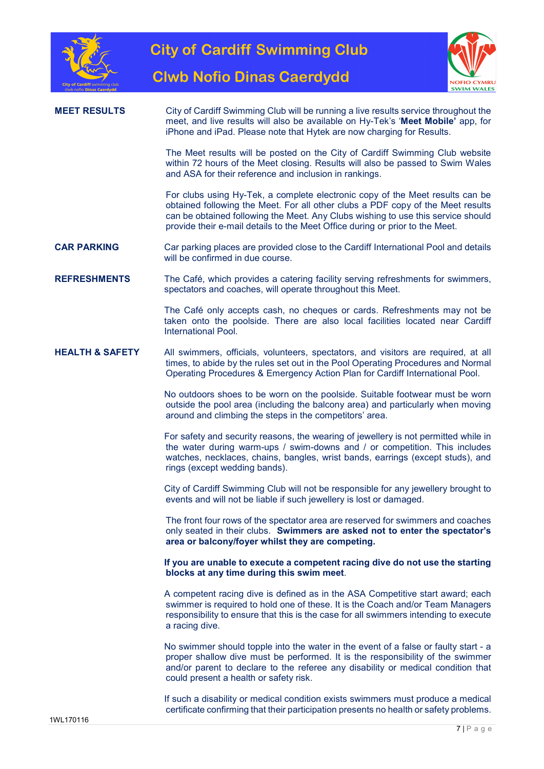**MEET RESULTS**

City of Cardiff Swimming Club will be running a live results service throughout the meet, and live results will also be available on Hy-Tek's '**Meet Mobile'** app, for iPhone and iPad. Please note that Hytek are now charging for Results.

The Meet results will be posted on the City of Cardiff Swimming Club website within 72 hours of the Meet closing. Results will also be passed to Swim Wales and ASA for their reference and inclusion in rankings.

For clubs using Hy-Tek, a complete electronic copy of the Meet results can be obtained following the Meet. For all other clubs a PDF copy of the Meet results can be obtained following the Meet. Any Clubs wishing to use this service should provide their e-mail details to the Meet Office during or prior to the Meet.

**CAR PARKING**

Car parking places are provided close to the Cardiff International Pool and details will be confirmed in due course.

**REFRESHMENTS**

The Café, which provides a catering facility serving refreshments for swimmers, spectators and coaches, will operate throughout this Meet.

The Café only accepts cash, no cheques or cards. Refreshments may not be taken onto the poolside. There are also local facilities located near Cardiff International Pool.

**HEALTH & SAFETY**

All swimmers, officials, volunteers, spectators, and visitors are required, at all times, to abide by the rules set out in the Pool Operating Procedures and Normal Operating Procedures & Emergency Action Plan for Cardiff International Pool.

No outdoors shoes to be worn on the poolside. Suitable footwear must be worn outside the pool area (including the balcony area) and particularly when moving around and climbing the steps in the competitors' area.

For safety and security reasons, the wearing of jewellery is not permitted while in the water during warm-ups / swim-downs and / or competition. This includes watches, necklaces, chains, bangles, wrist bands, earrings (except studs), and rings (except wedding bands).

City of Cardiff Swimming Club will not be responsible for any jewellery brought to events and will not be liable if such jewellery is lost or damaged.

The front four rows of the spectator area are reserved for swimmers and coaches only seated in their clubs. **Swimmers are asked not to enter the spectator's area or balcony/foyer whilst they are competing.**

**If you are unable to execute a competent racing dive do not use the starting blocks at any time during this swim meet**.

A competent racing dive is defined as in the ASA Competitive start award; each swimmer is required to hold one of these. It is the Coach and/or Team Managers responsibility to ensure that this is the case for all swimmers intending to execute a racing dive.

No swimmer should topple into the water in the event of a false or faulty start - a proper shallow dive must be performed. It is the responsibility of the swimmer and/or parent to declare to the referee any disability or medical condition that could present a health or safety risk.

If such a disability or medical condition exists swimmers must produce a medical certificate confirming that their participation presents no health or safety problems.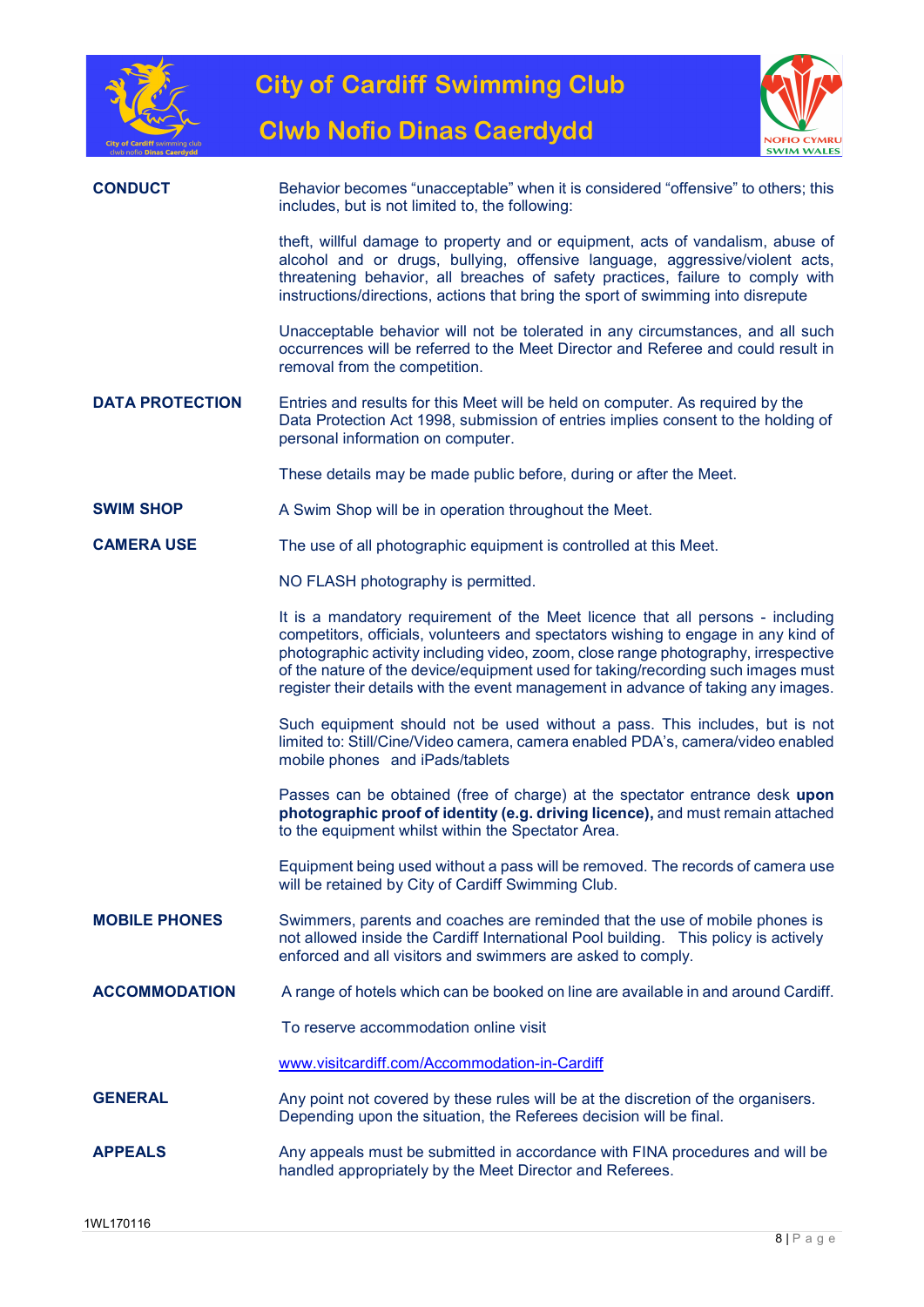**CONDUCT**

Behavior becomes "unacceptable" when it is considered "offensive" to others; this includes, but is not limited to, the following:

theft, willful damage to property and or equipment, acts of vandalism, abuse of alcohol and or drugs, bullying, offensive language, aggressive/violent acts, threatening behavior, all breaches of safety practices, failure to comply with instructions/directions, actions that bring the sport of swimming into disrepute

Unacceptable behavior will not be tolerated in any circumstances, and all such occurrences will be referred to the Meet Director and Referee and could result in removal from the competition.

**DATA PROTECTION**

Entries and results for this Meet will be held on computer. As required by the Data Protection Act 1998, submission of entries implies consent to the holding of personal information on computer.

These details may be made public before, during or after the Meet.

**SWIM SHOP**

A Swim Shop will be in operation throughout the Meet.

**CAMERA USE**

The use of all photographic equipment is controlled at this Meet.

NO FLASH photography is permitted.

It is a mandatory requirement of the Meet licence that all persons - including competitors, officials, volunteers and spectators wishing to engage in any kind of photographic activity including video, zoom, close range photography, irrespective of the nature of the device/equipment used for taking/recording such images must register their details with the event management in advance of taking any images.

Such equipment should not be used without a pass. This includes, but is not limited to: Still/Cine/Video camera, camera enabled PDA's, camera/video enabled mobile phones and iPads/tablets

Passes can be obtained (free of charge) at the spectator entrance desk **upon photographic proof of identity (e.g. driving licence),** and must remain attached to the equipment whilst within the Spectator Area.

Equipment being used without a pass will be removed. The records of camera use will be retained by City of Cardiff Swimming Club.

**MOBILE PHONES**

Swimmers, parents and coaches are reminded that the use of mobile phones is not allowed inside the Cardiff International Pool building. This policy is actively enforced and all visitors and swimmers are asked to comply.

**ACCOMMODATION**

A range of hotels which can be booked on line are available in and around Cardiff.

To reserve accommodation online visit

www.visitcardiff.com/Accommodation-in-Cardiff

**GENERAL**

Any point not covered by these rules will be at the discretion of the organisers. Depending upon the situation, the Referees decision will be final.

**APPEALS**

Any appeals must be submitted in accordance with FINA procedures and will be handled appropriately by the Meet Director and Referees.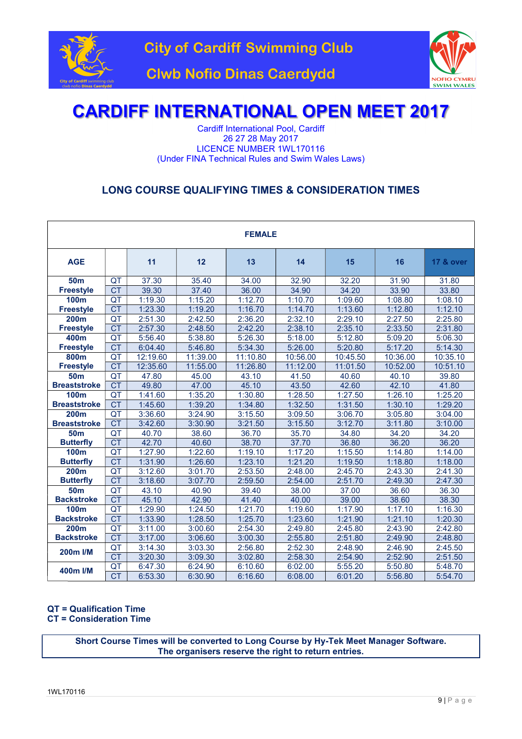City of Cardiff Swimming Club

Clwb Nofio Dinas Caerdydd

# CARDIFF INTERNATIONAL OPEN MEET 2017

Cardiff International Pool, Cardiff
26 27 28 May 2017
LICENCE NUMBER 1WL170116
(Under FINA Technical Rules and Swim Wales Laws)

## LONG COURSE QUALIFYING TIMES & CONSIDERATION TIMES

| FEMALE | | | | | | | | |
|---|---|---|---|---|---|---|---|---|
| **AGE** | | **11** | **12** | **13** | **14** | **15** | **16** | **17 & over** |
| **50m Freestyle** | QT | 37.30 | 35.40 | 34.00 | 32.90 | 32.20 | 31.90 | 31.80 |
| | CT | 39.30 | 37.40 | 36.00 | 34.90 | 34.20 | 33.90 | 33.80 |
| **100m Freestyle** | QT | 1:19.30 | 1:15.20 | 1:12.70 | 1:10.70 | 1:09.60 | 1:08.80 | 1:08.10 |
| | CT | 1:23.30 | 1:19.20 | 1:16.70 | 1:14.70 | 1:13.60 | 1:12.80 | 1:12.10 |
| **200m Freestyle** | QT | 2:51.30 | 2:42.50 | 2:36.20 | 2:32.10 | 2:29.10 | 2:27.50 | 2:25.80 |
| | CT | 2:57.30 | 2:48.50 | 2:42.20 | 2:38.10 | 2:35.10 | 2:33.50 | 2:31.80 |
| **400m Freestyle** | QT | 5:56.40 | 5:38.80 | 5:26.30 | 5:18.00 | 5:12.80 | 5:09.20 | 5:06.30 |
| | CT | 6:04.40 | 5:46.80 | 5:34.30 | 5:26.00 | 5:20.80 | 5:17.20 | 5:14.30 |
| **800m Freestyle** | QT | 12:19.60 | 11:39.00 | 11:10.80 | 10:56.00 | 10:45.50 | 10:36.00 | 10:35.10 |
| | CT | 12:35.60 | 11:55.00 | 11:26.80 | 11:12.00 | 11:01.50 | 10:52.00 | 10:51.10 |
| **50m Breaststroke** | QT | 47.80 | 45.00 | 43.10 | 41.50 | 40.60 | 40.10 | 39.80 |
| | CT | 49.80 | 47.00 | 45.10 | 43.50 | 42.60 | 42.10 | 41.80 |
| **100m Breaststroke** | QT | 1:41.60 | 1:35.20 | 1:30.80 | 1:28.50 | 1:27.50 | 1:26.10 | 1:25.20 |
| | CT | 1:45.60 | 1:39.20 | 1:34.80 | 1:32.50 | 1:31.50 | 1:30.10 | 1:29.20 |
| **200m Breaststroke** | QT | 3:36.60 | 3:24.90 | 3:15.50 | 3:09.50 | 3:06.70 | 3:05.80 | 3:04.00 |
| | CT | 3:42.60 | 3:30.90 | 3:21.50 | 3:15.50 | 3:12.70 | 3:11.80 | 3:10.00 |
| **50m Butterfly** | QT | 40.70 | 38.60 | 36.70 | 35.70 | 34.80 | 34.20 | 34.20 |
| | CT | 42.70 | 40.60 | 38.70 | 37.70 | 36.80 | 36.20 | 36.20 |
| **100m Butterfly** | QT | 1:27.90 | 1:22.60 | 1:19.10 | 1:17.20 | 1:15.50 | 1:14.80 | 1:14.00 |
| | CT | 1:31.90 | 1:26.60 | 1:23.10 | 1:21.20 | 1:19.50 | 1:18.80 | 1:18.00 |
| **200m Butterfly** | QT | 3:12.60 | 3:01.70 | 2:53.50 | 2:48.00 | 2:45.70 | 2:43.30 | 2:41.30 |
| | CT | 3:18.60 | 3:07.70 | 2:59.50 | 2:54.00 | 2:51.70 | 2:49.30 | 2:47.30 |
| **50m Backstroke** | QT | 43.10 | 40.90 | 39.40 | 38.00 | 37.00 | 36.60 | 36.30 |
| | CT | 45.10 | 42.90 | 41.40 | 40.00 | 39.00 | 38.60 | 38.30 |
| **100m Backstroke** | QT | 1:29.90 | 1:24.50 | 1:21.70 | 1:19.60 | 1:17.90 | 1:17.10 | 1:16.30 |
| | CT | 1:33.90 | 1:28.50 | 1:25.70 | 1:23.60 | 1:21.90 | 1:21.10 | 1:20.30 |
| **200m Backstroke** | QT | 3:11.00 | 3:00.60 | 2:54.30 | 2:49.80 | 2:45.80 | 2:43.90 | 2:42.80 |
| | CT | 3:17.00 | 3:06.60 | 3:00.30 | 2:55.80 | 2:51.80 | 2:49.90 | 2:48.80 |
| **200m I/M** | QT | 3:14.30 | 3:03.30 | 2:56.80 | 2:52.30 | 2:48.90 | 2:46.90 | 2:45.50 |
| | CT | 3:20.30 | 3:09.30 | 3:02.80 | 2:58.30 | 2:54.90 | 2:52.90 | 2:51.50 |
| **400m I/M** | QT | 6:47.30 | 6:24.90 | 6:10.60 | 6:02.00 | 5:55.20 | 5:50.80 | 5:48.70 |
| | CT | 6:53.30 | 6:30.90 | 6:16.60 | 6:08.00 | 6:01.20 | 5:56.80 | 5:54.70 |

**QT = Qualification Time**
**CT = Consideration Time**

**Short Course Times will be converted to Long Course by Hy-Tek Meet Manager Software.**
**The organisers reserve the right to return entries.**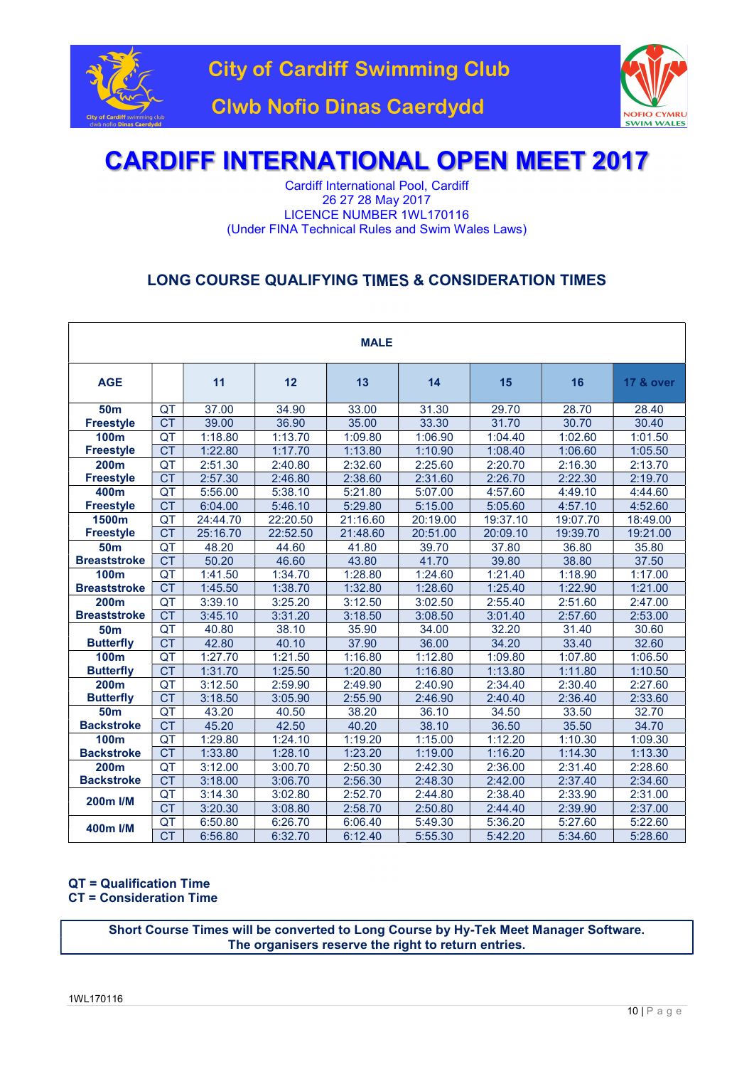City of Cardiff Swimming Club

Clwb Nofio Dinas Caerdydd

# CARDIFF INTERNATIONAL OPEN MEET 2017

Cardiff International Pool, Cardiff
26 27 28 May 2017
LICENCE NUMBER 1WL170116
(Under FINA Technical Rules and Swim Wales Laws)

## LONG COURSE QUALIFYING TIMES & CONSIDERATION TIMES

| MALE | | | | | | | | |
|---|---|---|---|---|---|---|---|---|
| **AGE** | | **11** | **12** | **13** | **14** | **15** | **16** | **17 & over** |
| **50m Freestyle** | QT | 37.00 | 34.90 | 33.00 | 31.30 | 29.70 | 28.70 | 28.40 |
| | CT | 39.00 | 36.90 | 35.00 | 33.30 | 31.70 | 30.70 | 30.40 |
| **100m Freestyle** | QT | 1:18.80 | 1:13.70 | 1:09.80 | 1:06.90 | 1:04.40 | 1:02.60 | 1:01.50 |
| | CT | 1:22.80 | 1:17.70 | 1:13.80 | 1:10.90 | 1:08.40 | 1:06.60 | 1:05.50 |
| **200m Freestyle** | QT | 2:51.30 | 2:40.80 | 2:32.60 | 2:25.60 | 2:20.70 | 2:16.30 | 2:13.70 |
| | CT | 2:57.30 | 2:46.80 | 2:38.60 | 2:31.60 | 2:26.70 | 2:22.30 | 2:19.70 |
| **400m Freestyle** | QT | 5:56.00 | 5:38.10 | 5:21.80 | 5:07.00 | 4:57.60 | 4:49.10 | 4:44.60 |
| | CT | 6:04.00 | 5:46.10 | 5:29.80 | 5:15.00 | 5:05.60 | 4:57.10 | 4:52.60 |
| **1500m Freestyle** | QT | 24:44.70 | 22:20.50 | 21:16.60 | 20:19.00 | 19:37.10 | 19:07.70 | 18:49.00 |
| | CT | 25:16.70 | 22:52.50 | 21:48.60 | 20:51.00 | 20:09.10 | 19:39.70 | 19:21.00 |
| **50m Breaststroke** | QT | 48.20 | 44.60 | 41.80 | 39.70 | 37.80 | 36.80 | 35.80 |
| | CT | 50.20 | 46.60 | 43.80 | 41.70 | 39.80 | 38.80 | 37.50 |
| **100m Breaststroke** | QT | 1:41.50 | 1:34.70 | 1:28.80 | 1:24.60 | 1:21.40 | 1:18.90 | 1:17.00 |
| | CT | 1:45.50 | 1:38.70 | 1:32.80 | 1:28.60 | 1:25.40 | 1:22.90 | 1:21.00 |
| **200m Breaststroke** | QT | 3:39.10 | 3:25.20 | 3:12.50 | 3:02.50 | 2:55.40 | 2:51.60 | 2:47.00 |
| | CT | 3:45.10 | 3:31.20 | 3:18.50 | 3:08.50 | 3:01.40 | 2:57.60 | 2:53.00 |
| **50m Butterfly** | QT | 40.80 | 38.10 | 35.90 | 34.00 | 32.20 | 31.40 | 30.60 |
| | CT | 42.80 | 40.10 | 37.90 | 36.00 | 34.20 | 33.40 | 32.60 |
| **100m Butterfly** | QT | 1:27.70 | 1:21.50 | 1:16.80 | 1:12.80 | 1:09.80 | 1:07.80 | 1:06.50 |
| | CT | 1:31.70 | 1:25.50 | 1:20.80 | 1:16.80 | 1:13.80 | 1:11.80 | 1:10.50 |
| **200m Butterfly** | QT | 3:12.50 | 2:59.90 | 2:49.90 | 2:40.90 | 2:34.40 | 2:30.40 | 2:27.60 |
| | CT | 3:18.50 | 3:05.90 | 2:55.90 | 2:46.90 | 2:40.40 | 2:36.40 | 2:33.60 |
| **50m Backstroke** | QT | 43.20 | 40.50 | 38.20 | 36.10 | 34.50 | 33.50 | 32.70 |
| | CT | 45.20 | 42.50 | 40.20 | 38.10 | 36.50 | 35.50 | 34.70 |
| **100m Backstroke** | QT | 1:29.80 | 1:24.10 | 1:19.20 | 1:15.00 | 1:12.20 | 1:10.30 | 1:09.30 |
| | CT | 1:33.80 | 1:28.10 | 1:23.20 | 1:19.00 | 1:16.20 | 1:14.30 | 1:13.30 |
| **200m Backstroke** | QT | 3:12.00 | 3:00.70 | 2:50.30 | 2:42.30 | 2:36.00 | 2:31.40 | 2:28.60 |
| | CT | 3:18.00 | 3:06.70 | 2:56.30 | 2:48.30 | 2:42.00 | 2:37.40 | 2:34.60 |
| **200m I/M** | QT | 3:14.30 | 3:02.80 | 2:52.70 | 2:44.80 | 2:38.40 | 2:33.90 | 2:31.00 |
| | CT | 3:20.30 | 3:08.80 | 2:58.70 | 2:50.80 | 2:44.40 | 2:39.90 | 2:37.00 |
| **400m I/M** | QT | 6:50.80 | 6:26.70 | 6:06.40 | 5:49.30 | 5:36.20 | 5:27.60 | 5:22.60 |
| | CT | 6:56.80 | 6:32.70 | 6:12.40 | 5:55.30 | 5:42.20 | 5:34.60 | 5:28.60 |

**QT = Qualification Time**
**CT = Consideration Time**

**Short Course Times will be converted to Long Course by Hy-Tek Meet Manager Software.**
**The organisers reserve the right to return entries.**

1WL170116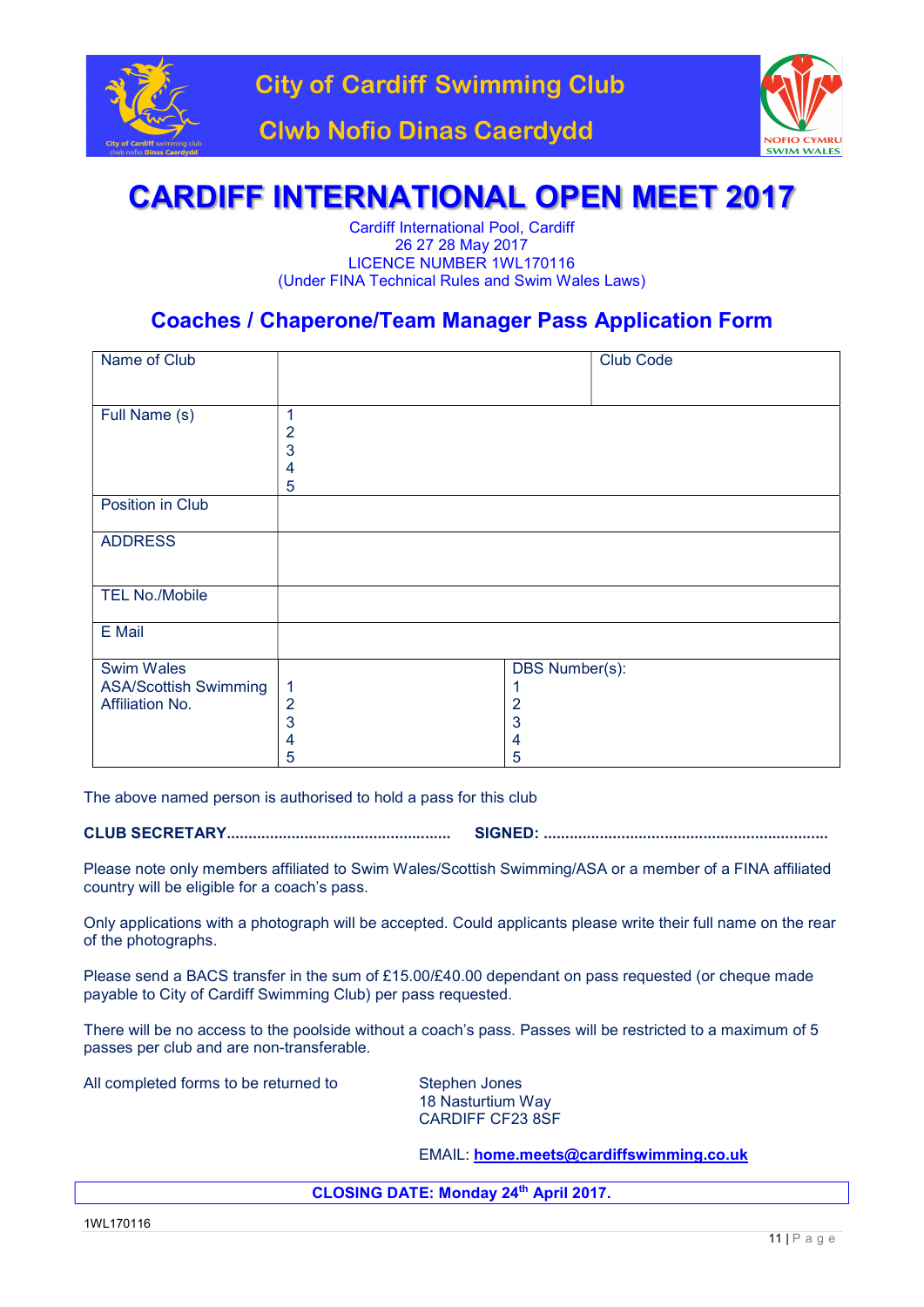# City of Cardiff Swimming Club

# Clwb Nofio Dinas Caerdydd

# CARDIFF INTERNATIONAL OPEN MEET 2017

Cardiff International Pool, Cardiff
26 27 28 May 2017
LICENCE NUMBER 1WL170116
(Under FINA Technical Rules and Swim Wales Laws)

## Coaches / Chaperone/Team Manager Pass Application Form

| Name of Club | | Club Code |
|---|---|---|
| Full Name (s) | 1<br>2<br>3<br>4<br>5 | |
| Position in Club | | |
| ADDRESS | | |
| TEL No./Mobile | | |
| E Mail | | |
| Swim Wales ASA/Scottish Swimming Affiliation No. | 1<br>2<br>3<br>4<br>5 | DBS Number(s):<br>1<br>2<br>3<br>4<br>5 |

The above named person is authorised to hold a pass for this club

**CLUB SECRETARY................................................... SIGNED: .................................................................**

Please note only members affiliated to Swim Wales/Scottish Swimming/ASA or a member of a FINA affiliated country will be eligible for a coach's pass.

Only applications with a photograph will be accepted. Could applicants please write their full name on the rear of the photographs.

Please send a BACS transfer in the sum of £15.00/£40.00 dependant on pass requested (or cheque made payable to City of Cardiff Swimming Club) per pass requested.

There will be no access to the poolside without a coach's pass. Passes will be restricted to a maximum of 5 passes per club and are non-transferable.

All completed forms to be returned to

Stephen Jones
18 Nasturtium Way
CARDIFF CF23 8SF

EMAIL: **home.meets@cardiffswimming.co.uk**

**CLOSING DATE: Monday 24th April 2017.**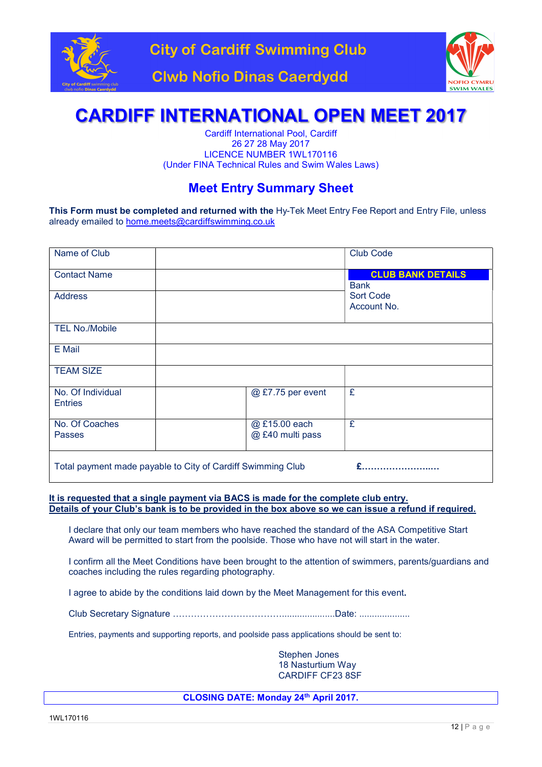City of Cardiff Swimming Club

Clwb Nofio Dinas Caerdydd

# CARDIFF INTERNATIONAL OPEN MEET 2017

Cardiff International Pool, Cardiff
26 27 28 May 2017
LICENCE NUMBER 1WL170116
(Under FINA Technical Rules and Swim Wales Laws)

## Meet Entry Summary Sheet

**This Form must be completed and returned with the** Hy-Tek Meet Entry Fee Report and Entry File, unless already emailed to home.meets@cardiffswimming.co.uk

| Name of Club | | | Club Code |
|---|---|---|---|
| Contact Name | | | **CLUB BANK DETAILS** Bank |
| Address | | | Sort Code Account No. |
| TEL No./Mobile | | | |
| E Mail | | | |
| TEAM SIZE | | | |
| No. Of Individual Entries | | @ £7.75 per event | £ |
| No. Of Coaches Passes | | @ £15.00 each @ £40 multi pass | £ |
| Total payment made payable to City of Cardiff Swimming Club | | | **£……………………..….** |

**It is requested that a single payment via BACS is made for the complete club entry.**
**Details of your Club's bank is to be provided in the box above so we can issue a refund if required.**

I declare that only our team members who have reached the standard of the ASA Competitive Start Award will be permitted to start from the poolside. Those who have not will start in the water.

I confirm all the Meet Conditions have been brought to the attention of swimmers, parents/guardians and coaches including the rules regarding photography.

I agree to abide by the conditions laid down by the Meet Management for this event.

Club Secretary Signature …………………………………....................Date: ....................

Entries, payments and supporting reports, and poolside pass applications should be sent to:

Stephen Jones
18 Nasturtium Way
CARDIFF CF23 8SF

**CLOSING DATE: Monday 24th April 2017.**

1WL170116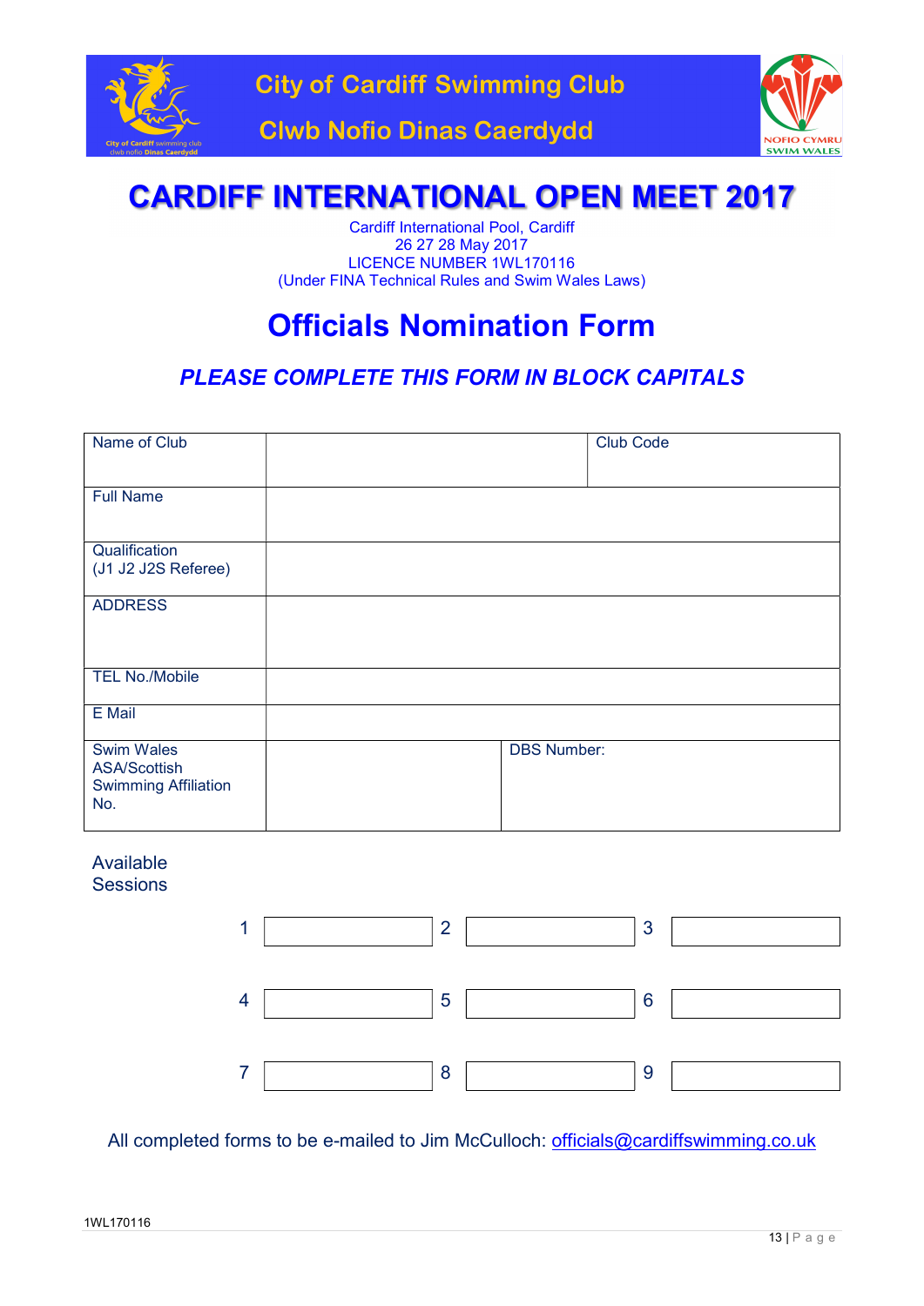City of Cardiff Swimming Club

Clwb Nofio Dinas Caerdydd

# CARDIFF INTERNATIONAL OPEN MEET 2017

Cardiff International Pool, Cardiff
26 27 28 May 2017
LICENCE NUMBER 1WL170116
(Under FINA Technical Rules and Swim Wales Laws)

## Officials Nomination Form

### *PLEASE COMPLETE THIS FORM IN BLOCK CAPITALS*

| | | | |
|---|---|---|---|
| Name of Club | | Club Code | |
| Full Name | | | |
| Qualification (J1 J2 J2S Referee) | | | |
| ADDRESS | | | |
| TEL No./Mobile | | | |
| E Mail | | | |
| Swim Wales ASA/Scottish Swimming Affiliation No. | | DBS Number: | |

Available Sessions

| | | | | | |
|---|---|---|---|---|---|
| 1 | | 2 | | 3 | |
| 4 | | 5 | | 6 | |
| 7 | | 8 | | 9 | |

All completed forms to be e-mailed to Jim McCulloch: officials@cardiffswimming.co.uk

1WL170116